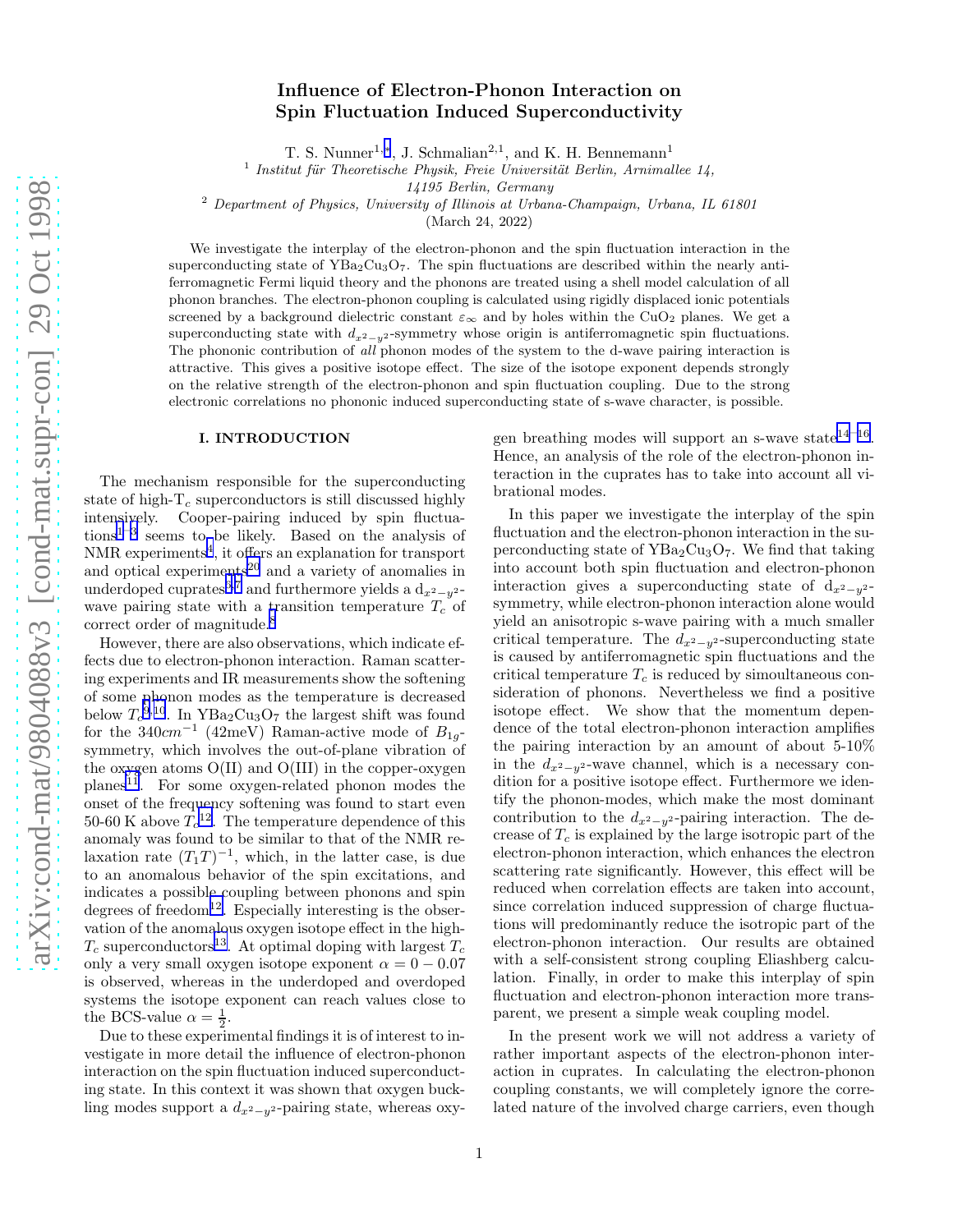# Influence of Electron-Phonon Interaction on Spin Fluctuation Induced Superconductivity

T. S. Nunner[1,a], J. Schmalian[2,1], and K. H. Bennemann[1]

[1] *Institut für Theoretische Physik, Freie Universität Berlin, Arnimallee 14, 14195 Berlin, Germany*

[2] *Department of Physics, University of Illinois at Urbana-Champaign, Urbana, IL 61801*

(March 24, 2022)

We investigate the interplay of the electron-phonon and the spin fluctuation interaction in the superconducting state of $YBa_2Cu_3O_7$. The spin fluctuations are described within the nearly antiferromagnetic Fermi liquid theory and the phonons are treated using a shell model calculation of all phonon branches. The electron-phonon coupling is calculated using rigidly displaced ionic potentials screened by a background dielectric constant $\varepsilon_\infty$ and by holes within the $CuO_2$ planes. We get a superconducting state with $d_{x^2-y^2}$-symmetry whose origin is antiferromagnetic spin fluctuations. The phononic contribution of *all* phonon modes of the system to the d-wave pairing interaction is attractive. This gives a positive isotope effect. The size of the isotope exponent depends strongly on the relative strength of the electron-phonon and spin fluctuation coupling. Due to the strong electronic correlations no phononic induced superconducting state of s-wave character, is possible.

## I. INTRODUCTION

The mechanism responsible for the superconducting state of high-$T_c$ superconductors is still discussed highly intensively. Cooper-pairing induced by spin fluctuations[1–3] seems to be likely. Based on the analysis of NMR experiments[4], it offers an explanation for transport and optical experiments[20] and a variety of anomalies in underdoped cuprates[5–7] and furthermore yields a $d_{x^2-y^2}$-wave pairing state with a transition temperature $T_c$ of correct order of magnitude.[8]

However, there are also observations, which indicate effects due to electron-phonon interaction. Raman scattering experiments and IR measurements show the softening of some phonon modes as the temperature is decreased below $T_c$[9,10]. In $YBa_2Cu_3O_7$ the largest shift was found for the $340 cm^{-1}$ (42meV) Raman-active mode of $B_{1g}$-symmetry, which involves the out-of-plane vibration of the oxygen atoms O(II) and O(III) in the copper-oxygen planes[11]. For some oxygen-related phonon modes the onset of the frequency softening was found to start even 50-60 K above $T_c$[12]. The temperature dependence of this anomaly was found to be similar to that of the NMR relaxation rate $(T_1T)^{-1}$, which, in the latter case, is due to an anomalous behavior of the spin excitations, and indicates a possible coupling between phonons and spin degrees of freedom[12]. Especially interesting is the observation of the anomalous oxygen isotope effect in the high-$T_c$ superconductors[13]. At optimal doping with largest $T_c$ only a very small oxygen isotope exponent $\alpha = 0 - 0.07$ is observed, whereas in the underdoped and overdoped systems the isotope exponent can reach values close to the BCS-value $\alpha = \frac{1}{2}$.

Due to these experimental findings it is of interest to investigate in more detail the influence of electron-phonon interaction on the spin fluctuation induced superconducting state. In this context it was shown that oxygen buckling modes support a $d_{x^2-y^2}$-pairing state, whereas oxygen breathing modes will support an s-wave state[14–16]. Hence, an analysis of the role of the electron-phonon interaction in the cuprates has to take into account all vibrational modes.

In this paper we investigate the interplay of the spin fluctuation and the electron-phonon interaction in the superconducting state of $YBa_2Cu_3O_7$. We find that taking into account both spin fluctuation and electron-phonon interaction gives a superconducting state of $d_{x^2-y^2}$-symmetry, while electron-phonon interaction alone would yield an anisotropic s-wave pairing with a much smaller critical temperature. The $d_{x^2-y^2}$-superconducting state is caused by antiferromagnetic spin fluctuations and the critical temperature $T_c$ is reduced by simoultaneous consideration of phonons. Nevertheless we find a positive isotope effect. We show that the momentum dependence of the total electron-phonon interaction amplifies the pairing interaction by an amount of about 5-10% in the $d_{x^2-y^2}$-wave channel, which is a necessary condition for a positive isotope effect. Furthermore we identify the phonon-modes, which make the most dominant contribution to the $d_{x^2-y^2}$-pairing interaction. The decrease of $T_c$ is explained by the large isotropic part of the electron-phonon interaction, which enhances the electron scattering rate significantly. However, this effect will be reduced when correlation effects are taken into account, since correlation induced suppression of charge fluctuations will predominantly reduce the isotropic part of the electron-phonon interaction. Our results are obtained with a self-consistent strong coupling Eliashberg calculation. Finally, in order to make this interplay of spin fluctuation and electron-phonon interaction more transparent, we present a simple weak coupling model.

In the present work we will not address a variety of rather important aspects of the electron-phonon interaction in cuprates. In calculating the electron-phonon coupling constants, we will completely ignore the correlated nature of the involved charge carriers, even though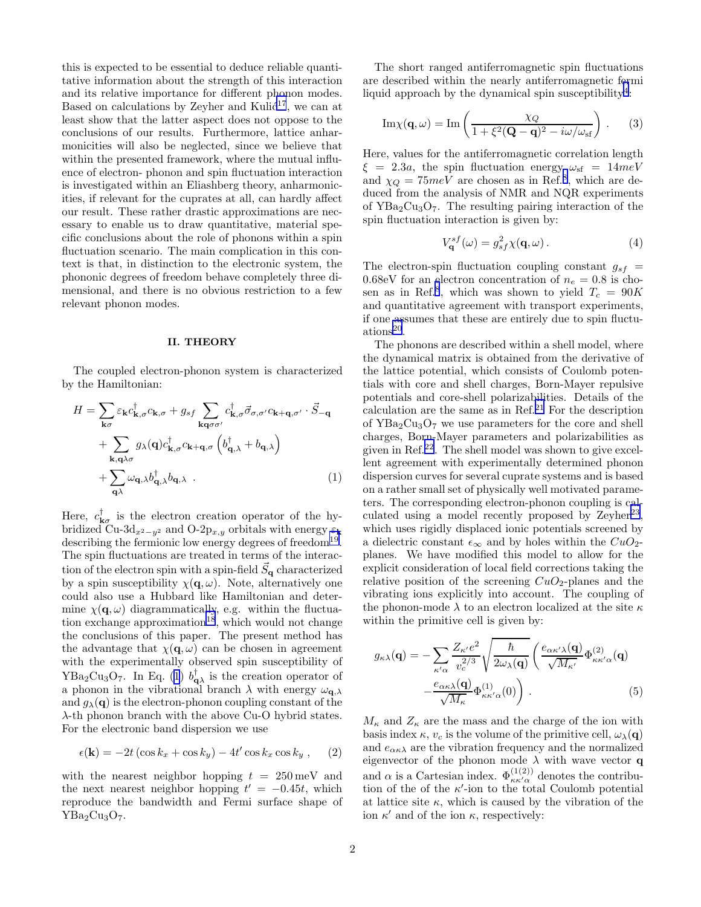this is expected to be essential to deduce reliable quantitative information about the strength of this interaction and its relative importance for different phonon modes. Based on calculations by Zeyher and Kulic[17], we can at least show that the latter aspect does not oppose to the conclusions of our results. Furthermore, lattice anharmonicities will also be neglected, since we believe that within the presented framework, where the mutual influence of electron- phonon and spin fluctuation interaction is investigated within an Eliashberg theory, anharmonicities, if relevant for the cuprates at all, can hardly affect our result. These rather drastic approximations are necessary to enable us to draw quantitative, material specific conclusions about the role of phonons within a spin fluctuation scenario. The main complication in this context is that, in distinction to the electronic system, the phononic degrees of freedom behave completely three dimensional, and there is no obvious restriction to a few relevant phonon modes.

## II. THEORY

The coupled electron-phonon system is characterized by the Hamiltonian:

$$
\begin{aligned}
H = & \sum_{\mathbf{k}\sigma} \varepsilon_{\mathbf{k}} c^{\dagger}_{\mathbf{k},\sigma} c_{\mathbf{k},\sigma} + g_{sf} \sum_{\mathbf{k}\mathbf{q}\sigma\sigma'} c^{\dagger}_{\mathbf{k},\sigma} \vec{\sigma}_{\sigma,\sigma'} c_{\mathbf{k}+\mathbf{q},\sigma'} \cdot \vec{S}_{-\mathbf{q}} \\
& + \sum_{\mathbf{k},\mathbf{q}\lambda\sigma} g_{\lambda}(\mathbf{q}) c^{\dagger}_{\mathbf{k},\sigma} c_{\mathbf{k}+\mathbf{q},\sigma} \left( b^{\dagger}_{\mathbf{q},\lambda} + b_{\mathbf{q},\lambda} \right) \\
& + \sum_{\mathbf{q}\lambda} \omega_{\mathbf{q},\lambda} b^{\dagger}_{\mathbf{q},\lambda} b_{\mathbf{q},\lambda} \ .
\end{aligned} \tag{1}
$$

Here, $c^{\dagger}_{\mathbf{k}\sigma}$ is the electron creation operator of the hybridized Cu-3d$_{x^2-y^2}$ and O-2p$_{x,y}$ orbitals with energy $\varepsilon_{\mathbf{k}}$ describing the fermionic low energy degrees of freedom[19]. The spin fluctuations are treated in terms of the interaction of the electron spin with a spin-field $\vec{S}_{\mathbf{q}}$ characterized by a spin susceptibility $\chi(\mathbf{q},\omega)$. Note, alternatively one could also use a Hubbard like Hamiltonian and determine $\chi(\mathbf{q},\omega)$ diagrammatically, e.g. within the fluctuation exchange approximation[18], which would not change the conclusions of this paper. The present method has the advantage that $\chi(\mathbf{q},\omega)$ can be chosen in agreement with the experimentally observed spin susceptibility of $YBa_2Cu_3O_7$. In Eq. (1) $b^{\dagger}_{\mathbf{q}\lambda}$ is the creation operator of a phonon in the vibrational branch $\lambda$ with energy $\omega_{\mathbf{q},\lambda}$ and $g_{\lambda}(\mathbf{q})$ is the electron-phonon coupling constant of the $\lambda$-th phonon branch with the above Cu-O hybrid states. For the electronic band dispersion we use

$$
\epsilon(\mathbf{k}) = -2t\left(\cos k_x + \cos k_y\right) - 4t' \cos k_x \cos k_y \ , \tag{2}
$$

with the nearest neighbor hopping $t = 250\,\text{meV}$ and the next nearest neighbor hopping $t' = -0.45t$, which reproduce the bandwidth and Fermi surface shape of $YBa_2Cu_3O_7$.

The short ranged antiferromagnetic spin fluctuations are described within the nearly antiferromagnetic fermi liquid approach by the dynamical spin susceptibility[4]:

$$
\mathrm{Im}\chi(\mathbf{q},\omega) = \mathrm{Im}\left( \frac{\chi_Q}{1+\xi^2(\mathbf{Q}-\mathbf{q})^2 - i\omega/\omega_{\text{sf}}} \right) . \tag{3}
$$

Here, values for the antiferromagnetic correlation length $\xi = 2.3a$, the spin fluctuation energy $\omega_{\text{sf}} = 14meV$ and $\chi_Q = 75meV$ are chosen as in Ref.[4], which are deduced from the analysis of NMR and NQR experiments of $YBa_2Cu_3O_7$. The resulting pairing interaction of the spin fluctuation interaction is given by:

$$
V^{sf}_{\mathbf{q}}(\omega) = g^2_{sf}\chi(\mathbf{q},\omega) \, . \tag{4}
$$

The electron-spin fluctuation coupling constant $g_{sf} = 0.68$eV for an electron concentration of $n_e = 0.8$ is chosen as in Ref.[4], which was shown to yield $T_c = 90K$ and quantitative agreement with transport experiments, if one assumes that these are entirely due to spin fluctuations[20].

The phonons are described within a shell model, where the dynamical matrix is obtained from the derivative of the lattice potential, which consists of Coulomb potentials with core and shell charges, Born-Mayer repulsive potentials and core-shell polarizabilities. Details of the calculation are the same as in Ref.[21] For the description of $YBa_2Cu_3O_7$ we use parameters for the core and shell charges, Born-Mayer parameters and polarizabilities as given in Ref.[22]. The shell model was shown to give excellent agreement with experimentally determined phonon dispersion curves for several cuprate systems and is based on a rather small set of physically well motivated parameters. The corresponding electron-phonon coupling is calculated using a model recently proposed by Zeyher[23], which uses rigidly displaced ionic potentials screened by a dielectric constant $\epsilon_\infty$ and by holes within the $CuO_2$-planes. We have modified this model to allow for the explicit consideration of local field corrections taking the relative position of the screening $CuO_2$-planes and the vibrating ions explicitly into account. The coupling of the phonon-mode $\lambda$ to an electron localized at the site $\kappa$ within the primitive cell is given by:

$$
\begin{aligned}
g_{\kappa\lambda}(\mathbf{q}) = -\sum_{\kappa'\alpha} \frac{Z_{\kappa'}e^2}{v_c^{2/3}} \sqrt{\frac{\hbar}{2\omega_\lambda(\mathbf{q})}} \Bigg( & \frac{e_{\alpha\kappa'\lambda}(\mathbf{q})}{\sqrt{M_{\kappa'}}} \Phi^{(2)}_{\kappa\kappa'\alpha}(\mathbf{q}) \\
& - \frac{e_{\alpha\kappa\lambda}(\mathbf{q})}{\sqrt{M_\kappa}} \Phi^{(1)}_{\kappa\kappa'\alpha}(0) \Bigg) \, .
\end{aligned} \tag{5}
$$

$M_\kappa$ and $Z_\kappa$ are the mass and the charge of the ion with basis index $\kappa$, $v_c$ is the volume of the primitive cell, $\omega_\lambda(\mathbf{q})$ and $e_{\alpha\kappa\lambda}$ are the vibration frequency and the normalized eigenvector of the phonon mode $\lambda$ with wave vector $\mathbf{q}$ and $\alpha$ is a Cartesian index. $\Phi^{(1(2))}_{\kappa\kappa'\alpha}$ denotes the contribution of the of the $\kappa'$-ion to the total Coulomb potential at lattice site $\kappa$, which is caused by the vibration of the ion $\kappa'$ and of the ion $\kappa$, respectively: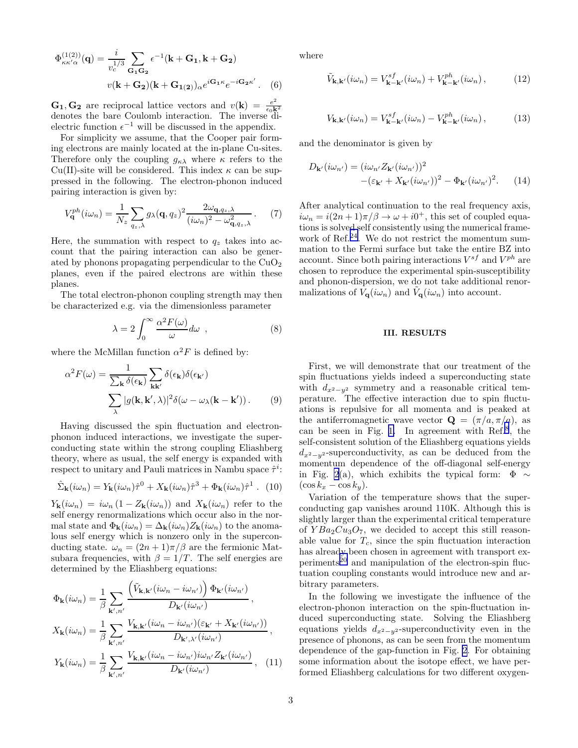$$\Phi^{(1(2))}_{\kappa\kappa'\alpha}(\mathbf{q}) = \frac{i}{v_c^{1/3}} \sum_{\mathbf{G_1 G_2}} \epsilon^{-1}(\mathbf{k}+\mathbf{G_1}, \mathbf{k}+\mathbf{G_2})$$
$$v(\mathbf{k}+\mathbf{G_2})(\mathbf{k}+\mathbf{G_{1(2)}})_\alpha e^{i\mathbf{G_1}\kappa} e^{-i\mathbf{G_2}\kappa'} . \quad (6)$$

$\mathbf{G_1}, \mathbf{G_2}$ are reciprocal lattice vectors and $v(\mathbf{k}) = \frac{e^2}{\epsilon_0 \mathbf{k}^2}$ denotes the bare Coulomb interaction. The inverse dielectric function $\epsilon^{-1}$ will be discussed in the appendix.

For simplicity we assume, that the Cooper pair forming electrons are mainly located at the in-plane Cu-sites. Therefore only the coupling $g_{\kappa\lambda}$ where $\kappa$ refers to the Cu(II)-site will be considered. This index $\kappa$ can be suppressed in the following. The electron-phonon induced pairing interaction is given by:

$$V^{ph}_{\mathbf{q}}(i\omega_n) = \frac{1}{N_z} \sum_{q_z,\lambda} g_\lambda(\mathbf{q}, q_z)^2 \frac{2\omega_{\mathbf{q},q_z,\lambda}}{(i\omega_n)^2 - \omega^2_{\mathbf{q},q_z,\lambda}} . \quad (7)$$

Here, the summation with respect to $q_z$ takes into account that the pairing interaction can also be generated by phonons propagating perpendicular to the $CuO_2$ planes, even if the paired electrons are within these planes.

The total electron-phonon coupling strength may then be characterized e.g. via the dimensionless parameter

$$\lambda = 2 \int_0^\infty \frac{\alpha^2 F(\omega)}{\omega} d\omega \ , \quad (8)$$

where the McMillan function $\alpha^2 F$ is defined by:

$$\alpha^2 F(\omega) = \frac{1}{\sum_{\mathbf{k}} \delta(\epsilon_{\mathbf{k}})} \sum_{\mathbf{kk'}} \delta(\epsilon_{\mathbf{k}})\delta(\epsilon_{\mathbf{k'}})$$
$$\sum_\lambda |g(\mathbf{k},\mathbf{k'},\lambda)|^2 \delta(\omega - \omega_\lambda(\mathbf{k}-\mathbf{k'})) . \quad (9)$$

Having discussed the spin fluctuation and electron-phonon induced interactions, we investigate the superconducting state within the strong coupling Eliashberg theory, where as usual, the self energy is expanded with respect to unitary and Pauli matrices in Nambu space $\hat{\tau}^i$:

$$\hat{\Sigma}_{\mathbf{k}}(i\omega_n) = Y_{\mathbf{k}}(i\omega_n)\hat{\tau}^0 + X_{\mathbf{k}}(i\omega_n)\hat{\tau}^3 + \Phi_{\mathbf{k}}(i\omega_n)\hat{\tau}^1 . \quad (10)$$

$Y_{\mathbf{k}}(i\omega_n) = i\omega_n (1 - Z_{\mathbf{k}}(i\omega_n))$ and $X_{\mathbf{k}}(i\omega_n)$ refer to the self energy renormalizations which occur also in the normal state and $\Phi_{\mathbf{k}}(i\omega_n) = \Delta_{\mathbf{k}}(i\omega_n) Z_{\mathbf{k}}(i\omega_n)$ to the anomalous self energy which is nonzero only in the superconducting state. $\omega_n = (2n+1)\pi/\beta$ are the fermionic Matsubara frequencies, with $\beta = 1/T$. The self energies are determined by the Eliashberg equations:

$$\Phi_{\mathbf{k}}(i\omega_n) = \frac{1}{\beta} \sum_{\mathbf{k'},n'} \frac{\left(\tilde{V}_{\mathbf{k},\mathbf{k'}}(i\omega_n - i\omega_{n'})\right) \Phi_{\mathbf{k'}}(i\omega_{n'})}{D_{\mathbf{k'}}(i\omega_{n'})} ,$$
$$X_{\mathbf{k}}(i\omega_n) = \frac{1}{\beta} \sum_{\mathbf{k'},n'} \frac{V_{\mathbf{k},\mathbf{k'}}(i\omega_n - i\omega_{n'})(\varepsilon_{\mathbf{k'}} + X_{\mathbf{k'}}(i\omega_{n'}))}{D_{\mathbf{k'},\lambda'}(i\omega_{n'})} ,$$
$$Y_{\mathbf{k}}(i\omega_n) = \frac{1}{\beta} \sum_{\mathbf{k'},n'} \frac{V_{\mathbf{k},\mathbf{k'}}(i\omega_n - i\omega_{n'}) i\omega_{n'} Z_{\mathbf{k'}}(i\omega_{n'})}{D_{\mathbf{k'}}(i\omega_{n'})} , \quad (11)$$

where

$$\tilde{V}_{\mathbf{k},\mathbf{k'}}(i\omega_n) = V^{sf}_{\mathbf{k}-\mathbf{k'}}(i\omega_n) + V^{ph}_{\mathbf{k}-\mathbf{k'}}(i\omega_n) , \quad (12)$$

$$V_{\mathbf{k},\mathbf{k'}}(i\omega_n) = V^{sf}_{\mathbf{k}-\mathbf{k'}}(i\omega_n) - V^{ph}_{\mathbf{k}-\mathbf{k'}}(i\omega_n) , \quad (13)$$

and the denominator is given by

$$D_{\mathbf{k'}}(i\omega_{n'}) = (i\omega_{n'} Z_{\mathbf{k'}}(i\omega_{n'}))^2$$
$$-(\varepsilon_{\mathbf{k'}} + X_{\mathbf{k'}}(i\omega_{n'}))^2 - \Phi_{\mathbf{k'}}(i\omega_{n'})^2 . \quad (14)$$

After analytical continuation to the real frequency axis, $i\omega_n = i(2n+1)\pi/\beta \to \omega + i0^+$, this set of coupled equations is solved self consistently using the numerical framework of Ref.[24]. We do not restrict the momentum summation to the Fermi surface but take the entire BZ into account. Since both pairing interactions $V^{sf}$ and $V^{ph}$ are chosen to reproduce the experimental spin-susceptibility and phonon-dispersion, we do not take additional renormalizations of $V_{\mathbf{q}}(i\omega_n)$ and $\tilde{V}_{\mathbf{q}}(i\omega_n)$ into account.

## III. RESULTS

First, we will demonstrate that our treatment of the spin fluctuations yields indeed a superconducting state with $d_{x^2-y^2}$ symmetry and a reasonable critical temperature. The effective interaction due to spin fluctuations is repulsive for all momenta and is peaked at the antiferromagnetic wave vector $\mathbf{Q} = (\pi/a, \pi/a)$, as can be seen in Fig. 1. In agreement with Ref.[8], the self-consistent solution of the Eliashberg equations yields $d_{x^2-y^2}$-superconductivity, as can be deduced from the momentum dependence of the off-diagonal self-energy in Fig. 2(a), which exhibits the typical form: $\Phi \sim (\cos k_x - \cos k_y)$.

Variation of the temperature shows that the superconducting gap vanishes around 110K. Although this is slightly larger than the experimental critical temperature of $YBa_2Cu_3O_7$, we decided to accept this still reasonable value for $T_c$, since the spin fluctuation interaction has already been chosen in agreement with transport experiments[20] and manipulation of the electron-spin fluctuation coupling constants would introduce new and arbitrary parameters.

In the following we investigate the influence of the electron-phonon interaction on the spin-fluctuation induced superconducting state. Solving the Eliashberg equations yields $d_{x^2-y^2}$-superconductivity even in the presence of phonons, as can be seen from the momentum dependence of the gap-function in Fig. 2. For obtaining some information about the isotope effect, we have performed Eliashberg calculations for two different oxygen-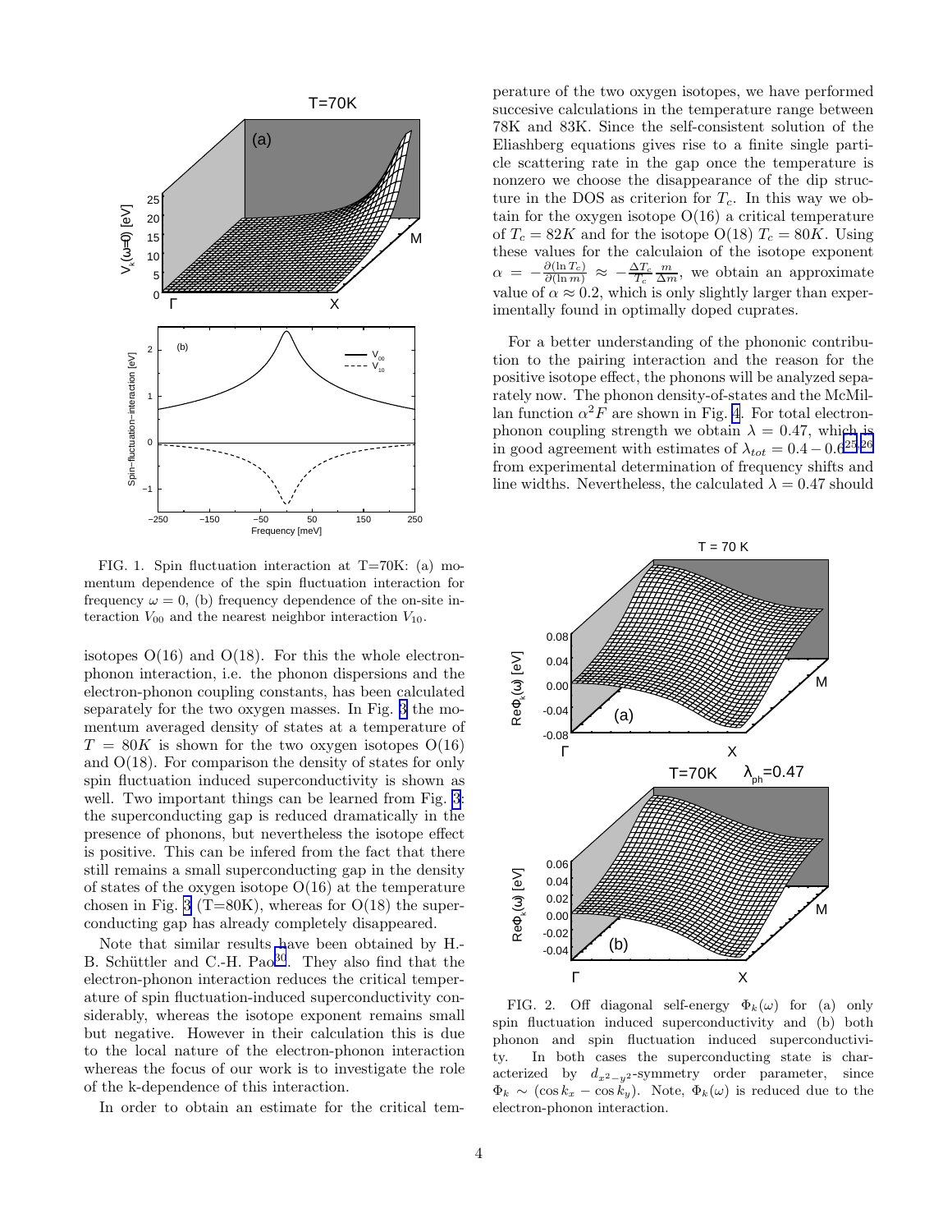FIG. 1. Spin fluctuation interaction at T=70K: (a) momentum dependence of the spin fluctuation interaction for frequency $\omega = 0$, (b) frequency dependence of the on-site interaction $V_{00}$ and the nearest neighbor interaction $V_{10}$.

isotopes O(16) and O(18). For this the whole electron-phonon interaction, i.e. the phonon dispersions and the electron-phonon coupling constants, has been calculated separately for the two oxygen masses. In Fig. 3 the momentum averaged density of states at a temperature of $T = 80K$ is shown for the two oxygen isotopes O(16) and O(18). For comparison the density of states for only spin fluctuation induced superconductivity is shown as well. Two important things can be learned from Fig. 3: the superconducting gap is reduced dramatically in the presence of phonons, but nevertheless the isotope effect is positive. This can be infered from the fact that there still remains a small superconducting gap in the density of states of the oxygen isotope O(16) at the temperature chosen in Fig. 3 (T=80K), whereas for O(18) the superconducting gap has already completely disappeared.

Note that similar results have been obtained by H.-B. Schüttler and C.-H. Pao[30]. They also find that the electron-phonon interaction reduces the critical temperature of spin fluctuation-induced superconductivity considerably, whereas the isotope exponent remains small but negative. However in their calculation this is due to the local nature of the electron-phonon interaction whereas the focus of our work is to investigate the role of the k-dependence of this interaction.

In order to obtain an estimate for the critical temperature of the two oxygen isotopes, we have performed succesive calculations in the temperature range between 78K and 83K. Since the self-consistent solution of the Eliashberg equations gives rise to a finite single particle scattering rate in the gap once the temperature is nonzero we choose the disappearance of the dip structure in the DOS as criterion for $T_c$. In this way we obtain for the oxygen isotope O(16) a critical temperature of $T_c = 82K$ and for the isotope O(18) $T_c = 80K$. Using these values for the calculaion of the isotope exponent $\alpha = -\frac{\partial(\ln T_c)}{\partial(\ln m)} \approx -\frac{\Delta T_c}{T_c}\frac{m}{\Delta m}$, we obtain an approximate value of $\alpha \approx 0.2$, which is only slightly larger than experimentally found in optimally doped cuprates.

For a better understanding of the phononic contribution to the pairing interaction and the reason for the positive isotope effect, the phonons will be analyzed separately now. The phonon density-of-states and the McMillan function $\alpha^2 F$ are shown in Fig. 4. For total electron-phonon coupling strength we obtain $\lambda = 0.47$, which is in good agreement with estimates of $\lambda_{tot} = 0.4 - 0.6$[25,26] from experimental determination of frequency shifts and line widths. Nevertheless, the calculated $\lambda = 0.47$ should

FIG. 2. Off diagonal self-energy $\Phi_k(\omega)$ for (a) only spin fluctuation induced superconductivity and (b) both phonon and spin fluctuation induced superconductivity. In both cases the superconducting state is characterized by $d_{x^2-y^2}$-symmetry order parameter, since $\Phi_k \sim (\cos k_x - \cos k_y)$. Note, $\Phi_k(\omega)$ is reduced due to the electron-phonon interaction.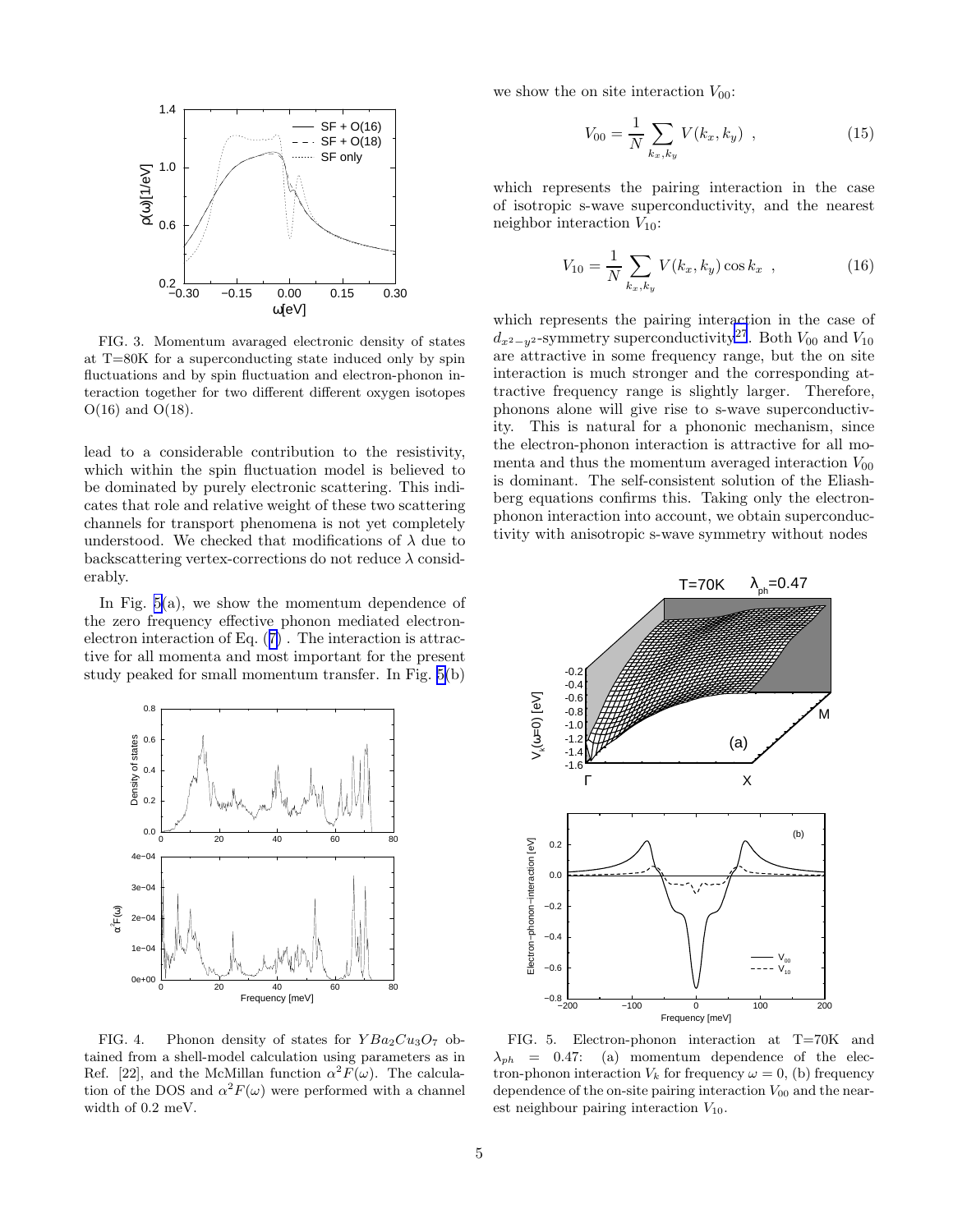FIG. 3. Momentum avaraged electronic density of states at T=80K for a superconducting state induced only by spin fluctuations and by spin fluctuation and electron-phonon interaction together for two different different oxygen isotopes O(16) and O(18).

lead to a considerable contribution to the resistivity, which within the spin fluctuation model is believed to be dominated by purely electronic scattering. This indicates that role and relative weight of these two scattering channels for transport phenomena is not yet completely understood. We checked that modifications of $\lambda$ due to backscattering vertex-corrections do not reduce $\lambda$ considerably.

In Fig. 5(a), we show the momentum dependence of the zero frequency effective phonon mediated electron-electron interaction of Eq. (7) . The interaction is attractive for all momenta and most important for the present study peaked for small momentum transfer. In Fig. 5(b)

FIG. 4. Phonon density of states for $YBa_2Cu_3O_7$ obtained from a shell-model calculation using parameters as in Ref. [22], and the McMillan function $\alpha^2F(\omega)$. The calculation of the DOS and $\alpha^2F(\omega)$ were performed with a channel width of 0.2 meV.

we show the on site interaction $V_{00}$:

$$V_{00} = \frac{1}{N}\sum_{k_x,k_y} V(k_x,k_y) \ , \tag{15}$$

which represents the pairing interaction in the case of isotropic s-wave superconductivity, and the nearest neighbor interaction $V_{10}$:

$$V_{10} = \frac{1}{N}\sum_{k_x,k_y} V(k_x,k_y)\cos k_x \ , \tag{16}$$

which represents the pairing interaction in the case of $d_{x^2-y^2}$-symmetry superconductivity[27]. Both $V_{00}$ and $V_{10}$ are attractive in some frequency range, but the on site interaction is much stronger and the corresponding attractive frequency range is slightly larger. Therefore, phonons alone will give rise to s-wave superconductivity. This is natural for a phononic mechanism, since the electron-phonon interaction is attractive for all momenta and thus the momentum averaged interaction $V_{00}$ is dominant. The self-consistent solution of the Eliashberg equations confirms this. Taking only the electron-phonon interaction into account, we obtain superconductivity with anisotropic s-wave symmetry without nodes

FIG. 5. Electron-phonon interaction at T=70K and $\lambda_{ph}$ = 0.47: (a) momentum dependence of the electron-phonon interaction $V_k$ for frequency $\omega = 0$, (b) frequency dependence of the on-site pairing interaction $V_{00}$ and the nearest neighbour pairing interaction $V_{10}$.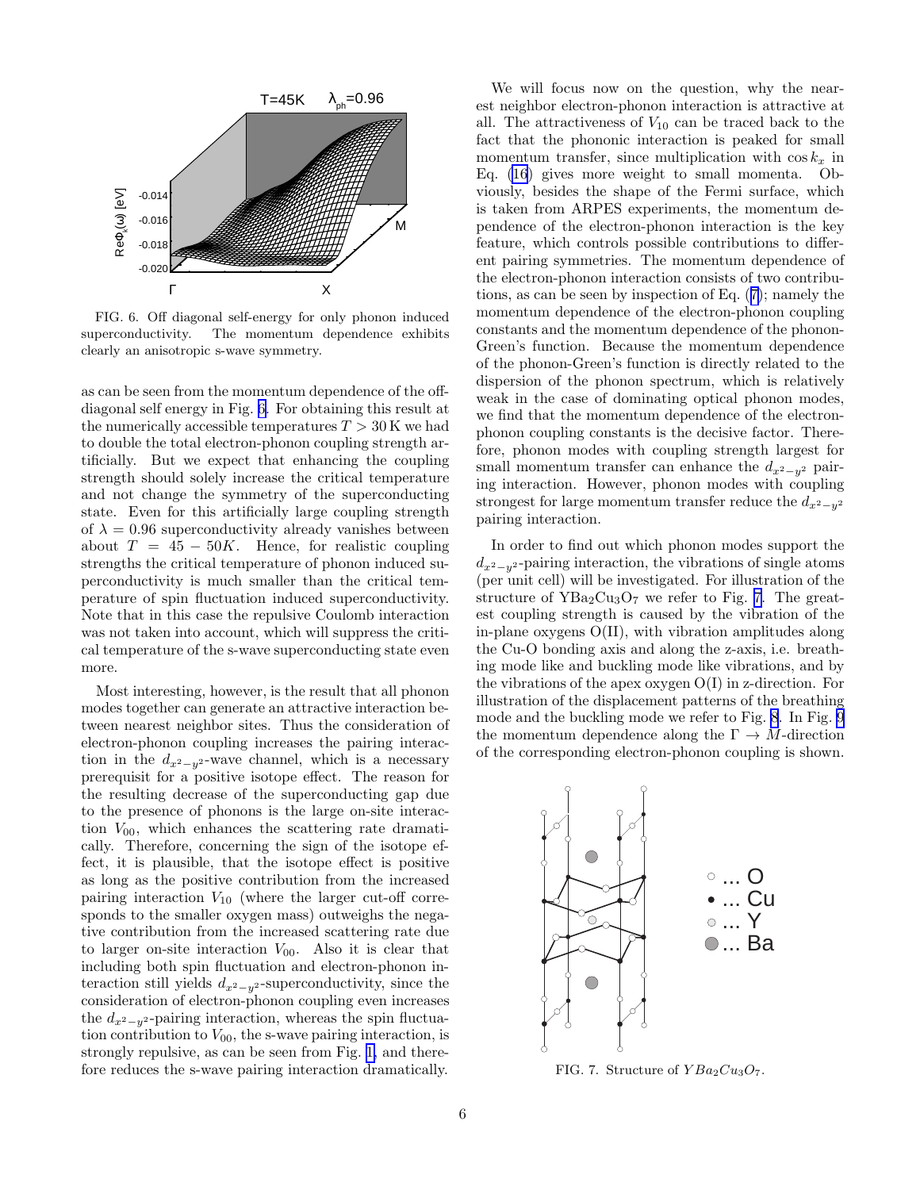FIG. 6. Off diagonal self-energy for only phonon induced superconductivity. The momentum dependence exhibits clearly an anisotropic s-wave symmetry.

as can be seen from the momentum dependence of the off-diagonal self energy in Fig. 6. For obtaining this result at the numerically accessible temperatures $T > 30\,\mathrm{K}$ we had to double the total electron-phonon coupling strength artificially. But we expect that enhancing the coupling strength should solely increase the critical temperature and not change the symmetry of the superconducting state. Even for this artificially large coupling strength of $\lambda = 0.96$ superconductivity already vanishes between about $T = 45 - 50K$. Hence, for realistic coupling strengths the critical temperature of phonon induced superconductivity is much smaller than the critical temperature of spin fluctuation induced superconductivity. Note that in this case the repulsive Coulomb interaction was not taken into account, which will suppress the critical temperature of the s-wave superconducting state even more.

Most interesting, however, is the result that all phonon modes together can generate an attractive interaction between nearest neighbor sites. Thus the consideration of electron-phonon coupling increases the pairing interaction in the $d_{x^2-y^2}$-wave channel, which is a necessary prerequisit for a positive isotope effect. The reason for the resulting decrease of the superconducting gap due to the presence of phonons is the large on-site interaction $V_{00}$, which enhances the scattering rate dramatically. Therefore, concerning the sign of the isotope effect, it is plausible, that the isotope effect is positive as long as the positive contribution from the increased pairing interaction $V_{10}$ (where the larger cut-off corresponds to the smaller oxygen mass) outweighs the negative contribution from the increased scattering rate due to larger on-site interaction $V_{00}$. Also it is clear that including both spin fluctuation and electron-phonon interaction still yields $d_{x^2-y^2}$-superconductivity, since the consideration of electron-phonon coupling even increases the $d_{x^2-y^2}$-pairing interaction, whereas the spin fluctuation contribution to $V_{00}$, the s-wave pairing interaction, is strongly repulsive, as can be seen from Fig. 1, and therefore reduces the s-wave pairing interaction dramatically.

We will focus now on the question, why the nearest neighbor electron-phonon interaction is attractive at all. The attractiveness of $V_{10}$ can be traced back to the fact that the phononic interaction is peaked for small momentum transfer, since multiplication with $\cos k_x$ in Eq. (16) gives more weight to small momenta. Obviously, besides the shape of the Fermi surface, which is taken from ARPES experiments, the momentum dependence of the electron-phonon interaction is the key feature, which controls possible contributions to different pairing symmetries. The momentum dependence of the electron-phonon interaction consists of two contributions, as can be seen by inspection of Eq. (7); namely the momentum dependence of the electron-phonon coupling constants and the momentum dependence of the phonon-Green's function. Because the momentum dependence of the phonon-Green's function is directly related to the dispersion of the phonon spectrum, which is relatively weak in the case of dominating optical phonon modes, we find that the momentum dependence of the electron-phonon coupling constants is the decisive factor. Therefore, phonon modes with coupling strength largest for small momentum transfer can enhance the $d_{x^2-y^2}$ pairing interaction. However, phonon modes with coupling strongest for large momentum transfer reduce the $d_{x^2-y^2}$ pairing interaction.

In order to find out which phonon modes support the $d_{x^2-y^2}$-pairing interaction, the vibrations of single atoms (per unit cell) will be investigated. For illustration of the structure of $YBa_2Cu_3O_7$ we refer to Fig. 7. The greatest coupling strength is caused by the vibration of the in-plane oxygens O(II), with vibration amplitudes along the Cu-O bonding axis and along the z-axis, i.e. breathing mode like and buckling mode like vibrations, and by the vibrations of the apex oxygen O(I) in z-direction. For illustration of the displacement patterns of the breathing mode and the buckling mode we refer to Fig. 8. In Fig. 9 the momentum dependence along the $\Gamma \rightarrow M$-direction of the corresponding electron-phonon coupling is shown.

FIG. 7. Structure of $YBa_2Cu_3O_7$.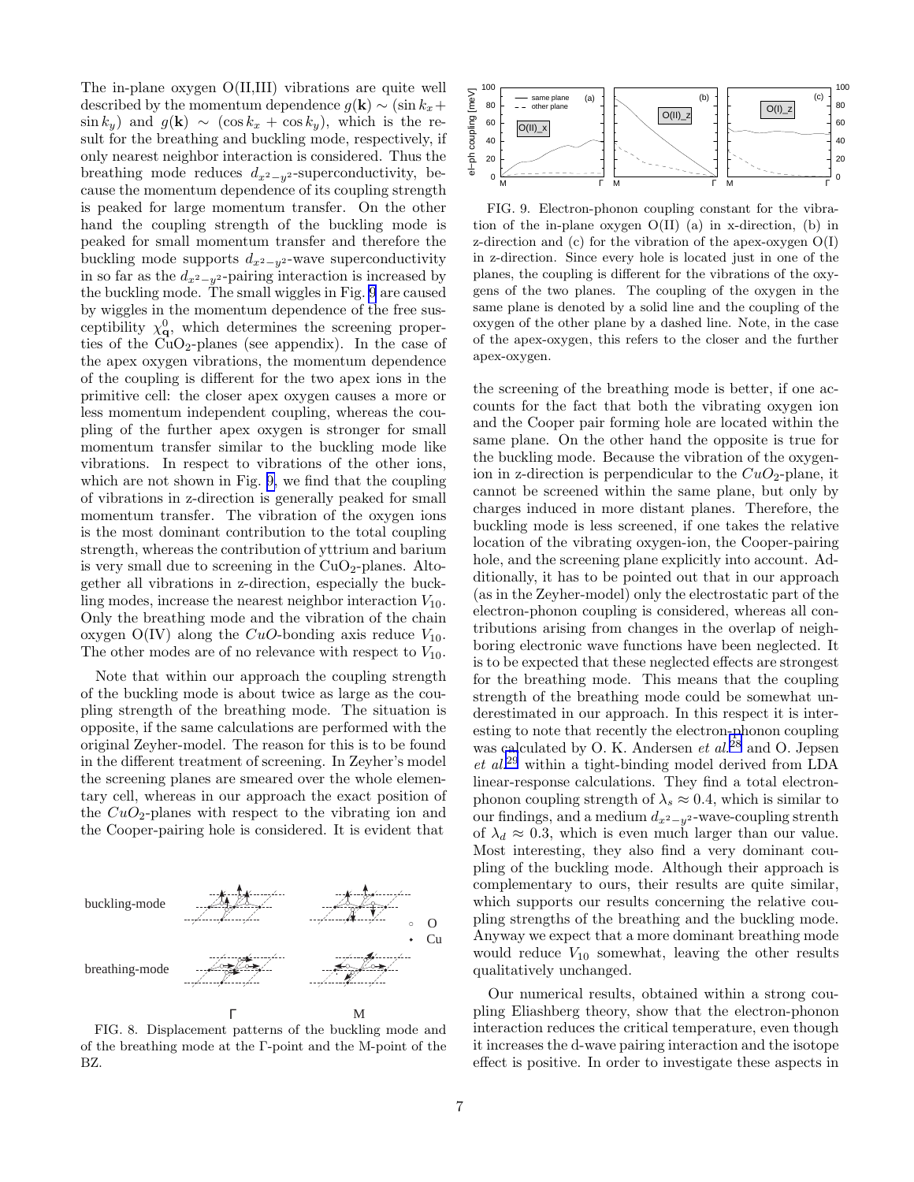The in-plane oxygen O(II,III) vibrations are quite well described by the momentum dependence $g(\mathbf{k}) \sim (\sin k_x + \sin k_y)$ and $g(\mathbf{k}) \sim (\cos k_x + \cos k_y)$, which is the result for the breathing and buckling mode, respectively, if only nearest neighbor interaction is considered. Thus the breathing mode reduces $d_{x^2-y^2}$-superconductivity, because the momentum dependence of its coupling strength is peaked for large momentum transfer. On the other hand the coupling strength of the buckling mode is peaked for small momentum transfer and therefore the buckling mode supports $d_{x^2-y^2}$-wave superconductivity in so far as the $d_{x^2-y^2}$-pairing interaction is increased by the buckling mode. The small wiggles in Fig. 9 are caused by wiggles in the momentum dependence of the free susceptibility $\chi^0_{\mathbf{q}}$, which determines the screening properties of the $CuO_2$-planes (see appendix). In the case of the apex oxygen vibrations, the momentum dependence of the coupling is different for the two apex ions in the primitive cell: the closer apex oxygen causes a more or less momentum independent coupling, whereas the coupling of the further apex oxygen is stronger for small momentum transfer similar to the buckling mode like vibrations. In respect to vibrations of the other ions, which are not shown in Fig. 9, we find that the coupling of vibrations in z-direction is generally peaked for small momentum transfer. The vibration of the oxygen ions is the most dominant contribution to the total coupling strength, whereas the contribution of yttrium and barium is very small due to screening in the $CuO_2$-planes. Altogether all vibrations in z-direction, especially the buckling modes, increase the nearest neighbor interaction $V_{10}$. Only the breathing mode and the vibration of the chain oxygen O(IV) along the $CuO$-bonding axis reduce $V_{10}$. The other modes are of no relevance with respect to $V_{10}$.

Note that within our approach the coupling strength of the buckling mode is about twice as large as the coupling strength of the breathing mode. The situation is opposite, if the same calculations are performed with the original Zeyher-model. The reason for this is to be found in the different treatment of screening. In Zeyher's model the screening planes are smeared over the whole elementary cell, whereas in our approach the exact position of the $CuO_2$-planes with respect to the vibrating ion and the Cooper-pairing hole is considered. It is evident that

buckling-mode

breathing-mode

○ O
• Cu

Γ M

FIG. 8. Displacement patterns of the buckling mode and of the breathing mode at the Γ-point and the M-point of the BZ.

el-ph coupling [meV]
(a) (b) (c)
same plane
other plane
O(II)_x O(II)_z O(I)_z
0 20 40 60 80 100
M Γ M Γ M Γ

FIG. 9. Electron-phonon coupling constant for the vibration of the in-plane oxygen O(II) (a) in x-direction, (b) in z-direction and (c) for the vibration of the apex-oxygen O(I) in z-direction. Since every hole is located just in one of the planes, the coupling is different for the vibrations of the oxygens of the two planes. The coupling of the oxygen in the same plane is denoted by a solid line and the coupling of the oxygen of the other plane by a dashed line. Note, in the case of the apex-oxygen, this refers to the closer and the further apex-oxygen.

the screening of the breathing mode is better, if one accounts for the fact that both the vibrating oxygen ion and the Cooper pair forming hole are located within the same plane. On the other hand the opposite is true for the buckling mode. Because the vibration of the oxygen-ion in z-direction is perpendicular to the $CuO_2$-plane, it cannot be screened within the same plane, but only by charges induced in more distant planes. Therefore, the buckling mode is less screened, if one takes the relative location of the vibrating oxygen-ion, the Cooper-pairing hole, and the screening plane explicitly into account. Additionally, it has to be pointed out that in our approach (as in the Zeyher-model) only the electrostatic part of the electron-phonon coupling is considered, whereas all contributions arising from changes in the overlap of neighboring electronic wave functions have been neglected. It is to be expected that these neglected effects are strongest for the breathing mode. This means that the coupling strength of the breathing mode could be somewhat underestimated in our approach. In this respect it is interesting to note that recently the electron-phonon coupling was calculated by O. K. Andersen *et al.*[28] and O. Jepsen *et al.*[29] within a tight-binding model derived from LDA linear-response calculations. They find a total electron-phonon coupling strength of $\lambda_s \approx 0.4$, which is similar to our findings, and a medium $d_{x^2-y^2}$-wave-coupling strenth of $\lambda_d \approx 0.3$, which is even much larger than our value. Most interesting, they also find a very dominant coupling of the buckling mode. Although their approach is complementary to ours, their results are quite similar, which supports our results concerning the relative coupling strengths of the breathing and the buckling mode. Anyway we expect that a more dominant breathing mode would reduce $V_{10}$ somewhat, leaving the other results qualitatively unchanged.

Our numerical results, obtained within a strong coupling Eliashberg theory, show that the electron-phonon interaction reduces the critical temperature, even though it increases the d-wave pairing interaction and the isotope effect is positive. In order to investigate these aspects in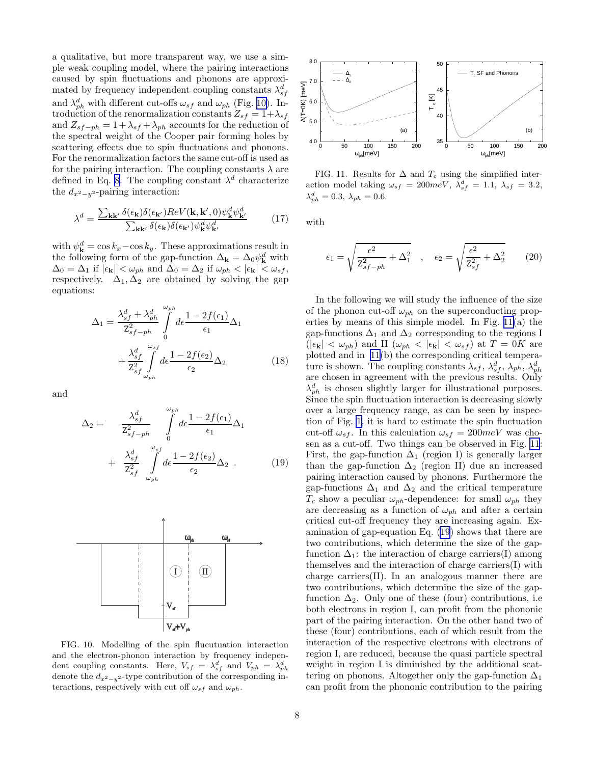a qualitative, but more transparent way, we use a simple weak coupling model, where the pairing interactions caused by spin fluctuations and phonons are approximated by frequency independent coupling constants $\lambda^d_{sf}$ and $\lambda^d_{ph}$ with different cut-offs $\omega_{sf}$ and $\omega_{ph}$ (Fig. 10). Introduction of the renormalization constants $Z_{sf} = 1+\lambda_{sf}$ and $Z_{sf-ph} = 1+\lambda_{sf}+\lambda_{ph}$ accounts for the reduction of the spectral weight of the Cooper pair forming holes by scattering effects due to spin fluctuations and phonons. For the renormalization factors the same cut-off is used as for the pairing interaction. The coupling constants $\lambda$ are defined in Eq. 8. The coupling constant $\lambda^d$ characterize the $d_{x^2-y^2}$-pairing interaction:

$$\lambda^d = \frac{\sum_{\mathbf{k}\mathbf{k}'} \delta(\epsilon_{\mathbf{k}})\delta(\epsilon_{\mathbf{k}'}) Re V(\mathbf{k},\mathbf{k}',0)\psi^d_{\mathbf{k}}\psi^d_{\mathbf{k}'}}{\sum_{\mathbf{k}\mathbf{k}'} \delta(\epsilon_{\mathbf{k}})\delta(\epsilon_{\mathbf{k}'})\psi^d_{\mathbf{k}}\psi^d_{\mathbf{k}'}} \qquad (17)$$

with $\psi^d_{\mathbf{k}} = \cos k_x - \cos k_y$. These approximations result in the following form of the gap-function $\Delta_{\mathbf{k}} = \Delta_0 \psi^d_{\mathbf{k}}$ with $\Delta_0 = \Delta_1$ if $|\epsilon_{\mathbf{k}}| < \omega_{ph}$ and $\Delta_0 = \Delta_2$ if $\omega_{ph} < |\epsilon_{\mathbf{k}}| < \omega_{sf}$, respectively. $\Delta_1, \Delta_2$ are obtained by solving the gap equations:

$$\Delta_1 = \frac{\lambda^d_{sf}+\lambda^d_{ph}}{\mathsf{Z}^2_{sf-ph}} \int_0^{\omega_{ph}} d\epsilon \frac{1-2f(\epsilon_1)}{\epsilon_1}\Delta_1 + \frac{\lambda^d_{sf}}{\mathsf{Z}^2_{sf}} \int_{\omega_{ph}}^{\omega_{sf}} d\epsilon \frac{1-2f(\epsilon_2)}{\epsilon_2}\Delta_2 \qquad (18)$$

and

$$\Delta_2 = \frac{\lambda^d_{sf}}{\mathsf{Z}^2_{sf-ph}} \int_0^{\omega_{ph}} d\epsilon \frac{1-2f(\epsilon_1)}{\epsilon_1}\Delta_1 + \frac{\lambda^d_{sf}}{\mathsf{Z}^2_{sf}} \int_{\omega_{ph}}^{\omega_{sf}} d\epsilon \frac{1-2f(\epsilon_2)}{\epsilon_2}\Delta_2 \ . \qquad (19)$$

FIG. 10. Modelling of the spin flucutuation interaction and the electron-phonon interaction by frequency independent coupling constants. Here, $V_{sf} = \lambda^d_{sf}$ and $V_{ph} = \lambda^d_{ph}$ denote the $d_{x^2-y^2}$-type contribution of the corresponding interactions, respectively with cut off $\omega_{sf}$ and $\omega_{ph}$.

FIG. 11. Results for $\Delta$ and $T_c$ using the simplified interaction model taking $\omega_{sf} = 200meV$, $\lambda^d_{sf} = 1.1$, $\lambda_{sf} = 3.2$, $\lambda^d_{ph} = 0.3$, $\lambda_{ph} = 0.6$.

with

$$\epsilon_1 = \sqrt{\frac{\epsilon^2}{\mathsf{Z}^2_{sf-ph}} + \Delta_1^2} \quad , \quad \epsilon_2 = \sqrt{\frac{\epsilon^2}{\mathsf{Z}^2_{sf}} + \Delta_2^2} \qquad (20)$$

In the following we will study the influence of the size of the phonon cut-off $\omega_{ph}$ on the superconducting properties by means of this simple model. In Fig. 11(a) the gap-functions $\Delta_1$ and $\Delta_2$ corresponding to the regions I ($|\epsilon_{\mathbf{k}}| < \omega_{ph}$) and II ($\omega_{ph} < |\epsilon_{\mathbf{k}}| < \omega_{sf}$) at $T = 0K$ are plotted and in 11(b) the corresponding critical temperature is shown. The coupling constants $\lambda_{sf}$, $\lambda^d_{sf}$, $\lambda_{ph}$, $\lambda^d_{ph}$ are chosen in agreement with the previous results. Only $\lambda^d_{ph}$ is chosen slightly larger for illustrational purposes. Since the spin fluctuation interaction is decreasing slowly over a large frequency range, as can be seen by inspection of Fig. 1, it is hard to estimate the spin fluctuation cut-off $\omega_{sf}$. In this calculation $\omega_{sf} = 200meV$ was chosen as a cut-off. Two things can be observed in Fig. 11: First, the gap-function $\Delta_1$ (region I) is generally larger than the gap-function $\Delta_2$ (region II) due an increased pairing interaction caused by phonons. Furthermore the gap-functions $\Delta_1$ and $\Delta_2$ and the critical temperature $T_c$ show a peculiar $\omega_{ph}$-dependence: for small $\omega_{ph}$ they are decreasing as a function of $\omega_{ph}$ and after a certain critical cut-off frequency they are increasing again. Examination of gap-equation Eq. (19) shows that there are two contributions, which determine the size of the gap-function $\Delta_1$: the interaction of charge carriers(I) among themselves and the interaction of charge carriers(I) with charge carriers(II). In an analogous manner there are two contributions, which determine the size of the gap-function $\Delta_2$. Only one of these (four) contributions, i.e both electrons in region I, can profit from the phononic part of the pairing interaction. On the other hand two of these (four) contributions, each of which result from the interaction of the respective electrons with electrons of region I, are reduced, because the quasi particle spectral weight in region I is diminished by the additional scattering on phonons. Altogether only the gap-function $\Delta_1$ can profit from the phononic contribution to the pairing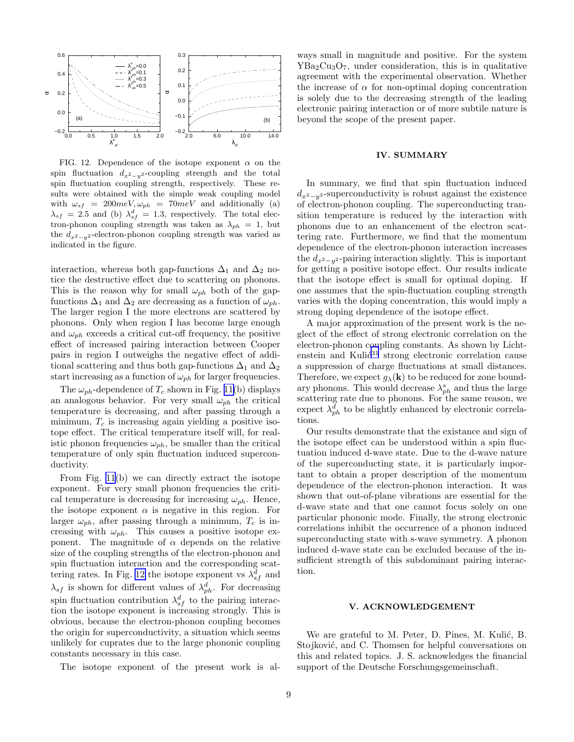FIG. 12. Dependence of the isotope exponent $\alpha$ on the spin fluctuation $d_{x^2-y^2}$-coupling strength and the total spin fluctuation coupling strength, respectively. These results were obtained with the simple weak coupling model with $\omega_{sf} = 200meV, \omega_{ph} = 70meV$ and additionally (a) $\lambda_{sf} = 2.5$ and (b) $\lambda^d_{sf} = 1.3$, respectively. The total electron-phonon coupling strength was taken as $\lambda_{ph} = 1$, but the $d_{x^2-y^2}$-electron-phonon coupling strength was varied as indicated in the figure.

interaction, whereas both gap-functions $\Delta_1$ and $\Delta_2$ notice the destructive effect due to scattering on phonons. This is the reason why for small $\omega_{ph}$ both of the gap-functions $\Delta_1$ and $\Delta_2$ are decreasing as a function of $\omega_{ph}$. The larger region I the more electrons are scattered by phonons. Only when region I has become large enough and $\omega_{ph}$ exceeds a critical cut-off frequency, the positive effect of increased pairing interaction between Cooper pairs in region I outweighs the negative effect of additional scattering and thus both gap-functions $\Delta_1$ and $\Delta_2$ start increasing as a function of $\omega_{ph}$ for larger frequencies.

The $\omega_{ph}$-dependence of $T_c$ shown in Fig. 11(b) displays an analogous behavior. For very small $\omega_{ph}$ the critical temperature is decreasing, and after passing through a minimum, $T_c$ is increasing again yielding a positive isotope effect. The critical temperature itself will, for realistic phonon frequencies $\omega_{ph}$, be smaller than the critical temperature of only spin fluctuation induced superconductivity.

From Fig. 11(b) we can directly extract the isotope exponent. For very small phonon frequencies the critical temperature is decreasing for increasing $\omega_{ph}$. Hence, the isotope exponent $\alpha$ is negative in this region. For larger $\omega_{ph}$, after passing through a minimum, $T_c$ is increasing with $\omega_{ph}$. This causes a positive isotope exponent. The magnitude of $\alpha$ depends on the relative size of the coupling strengths of the electron-phonon and spin fluctuation interaction and the corresponding scattering rates. In Fig. 12 the isotope exponent vs $\lambda^d_{sf}$ and $\lambda_{sf}$ is shown for different values of $\lambda^d_{ph}$. For decreasing spin fluctuation contribution $\lambda^d_{sf}$ to the pairing interaction the isotope exponent is increasing strongly. This is obvious, because the electron-phonon coupling becomes the origin for superconductivity, a situation which seems unlikely for cuprates due to the large phononic coupling constants necessary in this case.

The isotope exponent of the present work is always small in magnitude and positive. For the system $YBa_2Cu_3O_7$, under consideration, this is in qualitative agreement with the experimental observation. Whether the increase of $\alpha$ for non-optimal doping concentration is solely due to the decreasing strength of the leading electronic pairing interaction or of more subtile nature is beyond the scope of the present paper.

## IV. SUMMARY

In summary, we find that spin fluctuation induced $d_{x^2-y^2}$-superconductivity is robust against the existence of electron-phonon coupling. The superconducting transition temperature is reduced by the interaction with phonons due to an enhancement of the electron scattering rate. Furthermore, we find that the momentum dependence of the electron-phonon interaction increases the $d_{x^2-y^2}$-pairing interaction slightly. This is important for getting a positive isotope effect. Our results indicate that the isotope effect is small for optimal doping. If one assumes that the spin-fluctuation coupling strength varies with the doping concentration, this would imply a strong doping dependence of the isotope effect.

A major approximation of the present work is the neglect of the effect of strong electronic correlation on the electron-phonon coupling constants. As shown by Lichtenstein and Kulić[31] strong electronic correlation cause a suppression of charge fluctuations at small distances. Therefore, we expect $g_\lambda(\mathbf{k})$ to be reduced for zone boundary phonons. This would decrease $\lambda^s_{ph}$ and thus the large scattering rate due to phonons. For the same reason, we expect $\lambda^d_{ph}$ to be slightly enhanced by electronic correlations.

Our results demonstrate that the existance and sign of the isotope effect can be understood within a spin fluctuation induced d-wave state. Due to the d-wave nature of the superconducting state, it is particularly important to obtain a proper description of the momentum dependence of the electron-phonon interaction. It was shown that out-of-plane vibrations are essential for the d-wave state and that one cannot focus solely on one particular phononic mode. Finally, the strong electronic correlations inhibit the occurrence of a phonon induced superconducting state with s-wave symmetry. A phonon induced d-wave state can be excluded because of the insufficient strength of this subdominant pairing interaction.

## V. ACKNOWLEDGEMENT

We are grateful to M. Peter, D. Pines, M. Kulić, B. Stojković, and C. Thomsen for helpful conversations on this and related topics. J. S. acknowledges the financial support of the Deutsche Forschungsgemeinschaft.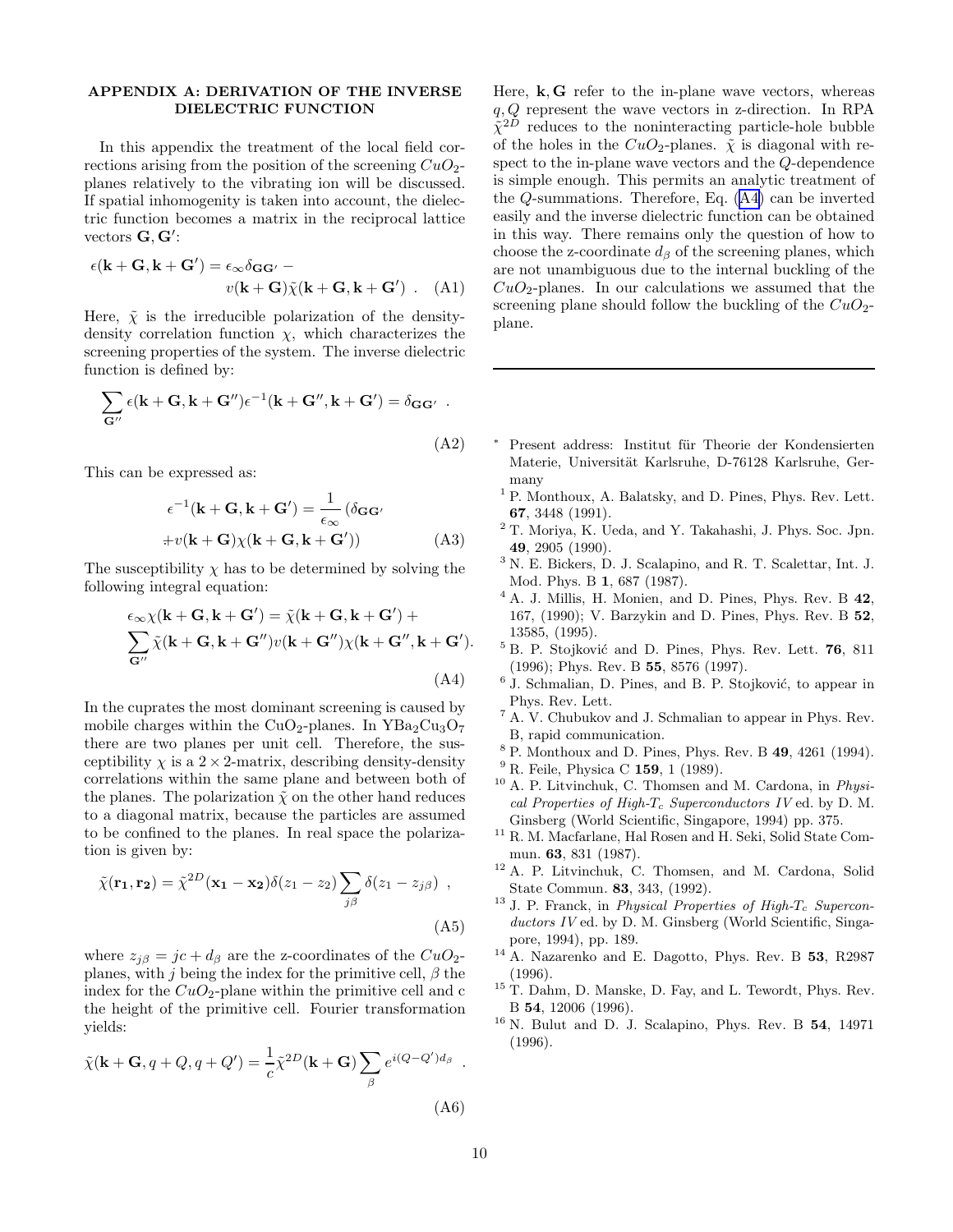## APPENDIX A: DERIVATION OF THE INVERSE DIELECTRIC FUNCTION

In this appendix the treatment of the local field corrections arising from the position of the screening $CuO_2$-planes relatively to the vibrating ion will be discussed. If spatial inhomogenity is taken into account, the dielectric function becomes a matrix in the reciprocal lattice vectors $\mathbf{G}, \mathbf{G}'$:

$$\epsilon(\mathbf{k}+\mathbf{G}, \mathbf{k}+\mathbf{G}') = \epsilon_\infty \delta_{\mathbf{G}\mathbf{G}'} - v(\mathbf{k}+\mathbf{G})\tilde{\chi}(\mathbf{k}+\mathbf{G}, \mathbf{k}+\mathbf{G}') \ . \quad \text{(A1)}$$

Here, $\tilde{\chi}$ is the irreducible polarization of the density-density correlation function $\chi$, which characterizes the screening properties of the system. The inverse dielectric function is defined by:

$$\sum_{\mathbf{G}''} \epsilon(\mathbf{k}+\mathbf{G}, \mathbf{k}+\mathbf{G}'')\epsilon^{-1}(\mathbf{k}+\mathbf{G}'', \mathbf{k}+\mathbf{G}') = \delta_{\mathbf{G}\mathbf{G}'} \ . \quad \text{(A2)}$$

This can be expressed as:

$$\epsilon^{-1}(\mathbf{k}+\mathbf{G}, \mathbf{k}+\mathbf{G}') = \frac{1}{\epsilon_\infty}\left(\delta_{\mathbf{G}\mathbf{G}'} + v(\mathbf{k}+\mathbf{G})\chi(\mathbf{k}+\mathbf{G}, \mathbf{k}+\mathbf{G}')\right) \quad \text{(A3)}$$

The susceptibility $\chi$ has to be determined by solving the following integral equation:

$$\epsilon_\infty \chi(\mathbf{k}+\mathbf{G}, \mathbf{k}+\mathbf{G}') = \tilde{\chi}(\mathbf{k}+\mathbf{G}, \mathbf{k}+\mathbf{G}') + \sum_{\mathbf{G}''} \tilde{\chi}(\mathbf{k}+\mathbf{G}, \mathbf{k}+\mathbf{G}'')v(\mathbf{k}+\mathbf{G}'')\chi(\mathbf{k}+\mathbf{G}'', \mathbf{k}+\mathbf{G}'). \quad \text{(A4)}$$

In the cuprates the most dominant screening is caused by mobile charges within the $CuO_2$-planes. In $YBa_2Cu_3O_7$ there are two planes per unit cell. Therefore, the susceptibility $\chi$ is a $2 \times 2$-matrix, describing density-density correlations within the same plane and between both of the planes. The polarization $\tilde{\chi}$ on the other hand reduces to a diagonal matrix, because the particles are assumed to be confined to the planes. In real space the polarization is given by:

$$\tilde{\chi}(\mathbf{r_1}, \mathbf{r_2}) = \tilde{\chi}^{2D}(\mathbf{x_1} - \mathbf{x_2})\delta(z_1 - z_2)\sum_{j\beta}\delta(z_1 - z_{j\beta}) \ , \quad \text{(A5)}$$

where $z_{j\beta} = jc + d_\beta$ are the z-coordinates of the $CuO_2$-planes, with $j$ being the index for the primitive cell, $\beta$ the index for the $CuO_2$-plane within the primitive cell and c the height of the primitive cell. Fourier transformation yields:

$$\tilde{\chi}(\mathbf{k}+\mathbf{G}, q+Q, q+Q') = \frac{1}{c}\tilde{\chi}^{2D}(\mathbf{k}+\mathbf{G})\sum_\beta e^{i(Q-Q')d_\beta} \ . \quad \text{(A6)}$$

Here, $\mathbf{k}, \mathbf{G}$ refer to the in-plane wave vectors, whereas $q, Q$ represent the wave vectors in z-direction. In RPA $\tilde{\chi}^{2D}$ reduces to the noninteracting particle-hole bubble of the holes in the $CuO_2$-planes. $\tilde{\chi}$ is diagonal with respect to the in-plane wave vectors and the $Q$-dependence is simple enough. This permits an analytic treatment of the $Q$-summations. Therefore, Eq. (A4) can be inverted easily and the inverse dielectric function can be obtained in this way. There remains only the question of how to choose the z-coordinate $d_\beta$ of the screening planes, which are not unambiguous due to the internal buckling of the $CuO_2$-planes. In our calculations we assumed that the screening plane should follow the buckling of the $CuO_2$-plane.

---

* Present address: Institut für Theorie der Kondensierten Materie, Universität Karlsruhe, D-76128 Karlsruhe, Germany

[1] P. Monthoux, A. Balatsky, and D. Pines, Phys. Rev. Lett. **67**, 3448 (1991).

[2] T. Moriya, K. Ueda, and Y. Takahashi, J. Phys. Soc. Jpn. **49**, 2905 (1990).

[3] N. E. Bickers, D. J. Scalapino, and R. T. Scalettar, Int. J. Mod. Phys. B **1**, 687 (1987).

[4] A. J. Millis, H. Monien, and D. Pines, Phys. Rev. B **42**, 167, (1990); V. Barzykin and D. Pines, Phys. Rev. B **52**, 13585, (1995).

[5] B. P. Stojković and D. Pines, Phys. Rev. Lett. **76**, 811 (1996); Phys. Rev. B **55**, 8576 (1997).

[6] J. Schmalian, D. Pines, and B. P. Stojković, to appear in Phys. Rev. Lett.

[7] A. V. Chubukov and J. Schmalian to appear in Phys. Rev. B, rapid communication.

[8] P. Monthoux and D. Pines, Phys. Rev. B **49**, 4261 (1994).

[9] R. Feile, Physica C **159**, 1 (1989).

[10] A. P. Litvinchuk, C. Thomsen and M. Cardona, in *Physical Properties of High-$T_c$ Superconductors IV* ed. by D. M. Ginsberg (World Scientific, Singapore, 1994) pp. 375.

[11] R. M. Macfarlane, Hal Rosen and H. Seki, Solid State Commun. **63**, 831 (1987).

[12] A. P. Litvinchuk, C. Thomsen, and M. Cardona, Solid State Commun. **83**, 343, (1992).

[13] J. P. Franck, in *Physical Properties of High-$T_c$ Superconductors IV* ed. by D. M. Ginsberg (World Scientific, Singapore, 1994), pp. 189.

[14] A. Nazarenko and E. Dagotto, Phys. Rev. B **53**, R2987 (1996).

[15] T. Dahm, D. Manske, D. Fay, and L. Tewordt, Phys. Rev. B **54**, 12006 (1996).

[16] N. Bulut and D. J. Scalapino, Phys. Rev. B **54**, 14971 (1996).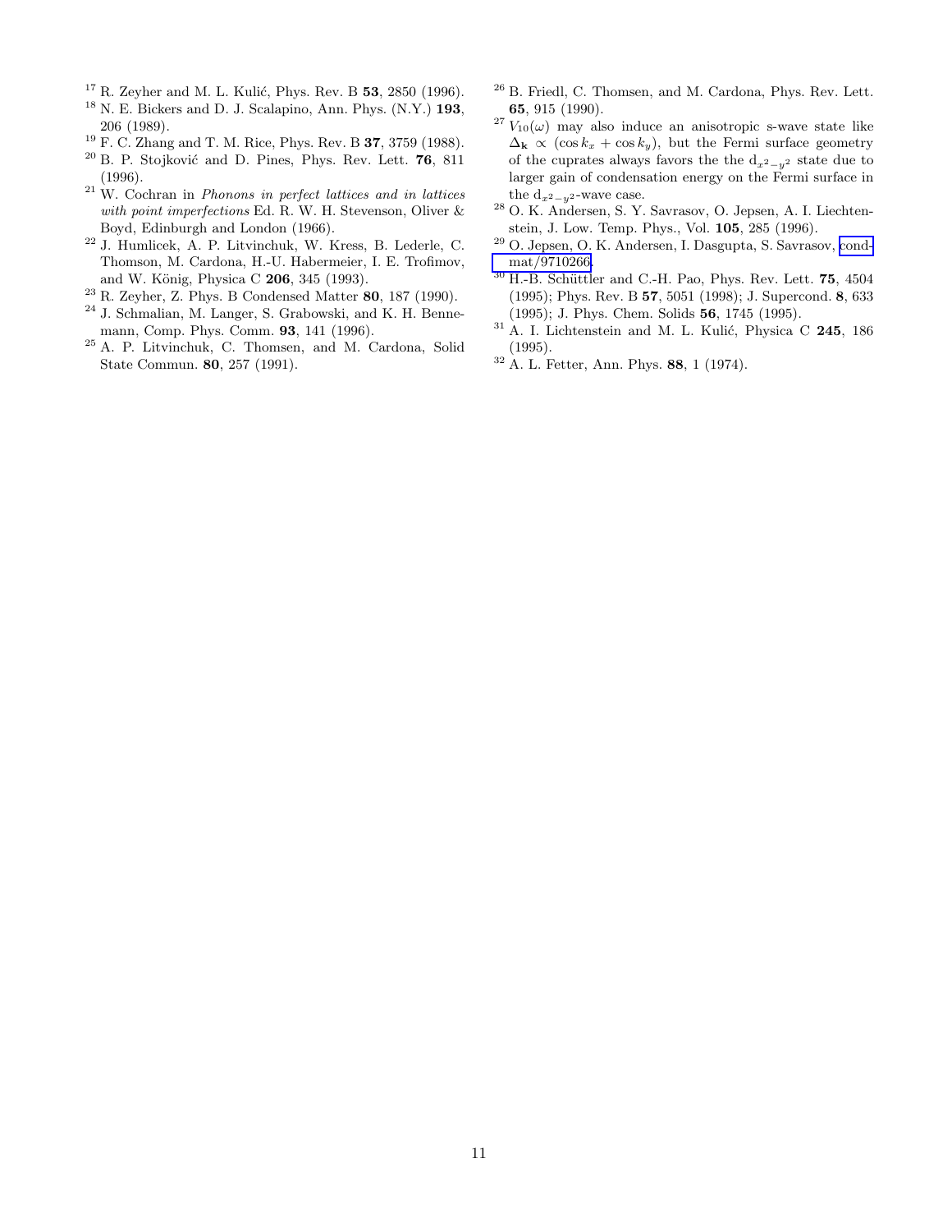[17] R. Zeyher and M. L. Kulić, Phys. Rev. B **53**, 2850 (1996).

[18] N. E. Bickers and D. J. Scalapino, Ann. Phys. (N.Y.) **193**, 206 (1989).

[19] F. C. Zhang and T. M. Rice, Phys. Rev. B **37**, 3759 (1988).

[20] B. P. Stojković and D. Pines, Phys. Rev. Lett. **76**, 811 (1996).

[21] W. Cochran in *Phonons in perfect lattices and in lattices with point imperfections* Ed. R. W. H. Stevenson, Oliver & Boyd, Edinburgh and London (1966).

[22] J. Humlicek, A. P. Litvinchuk, W. Kress, B. Lederle, C. Thomson, M. Cardona, H.-U. Habermeier, I. E. Trofimov, and W. König, Physica C **206**, 345 (1993).

[23] R. Zeyher, Z. Phys. B Condensed Matter **80**, 187 (1990).

[24] J. Schmalian, M. Langer, S. Grabowski, and K. H. Bennemann, Comp. Phys. Comm. **93**, 141 (1996).

[25] A. P. Litvinchuk, C. Thomsen, and M. Cardona, Solid State Commun. **80**, 257 (1991).

[26] B. Friedl, C. Thomsen, and M. Cardona, Phys. Rev. Lett. **65**, 915 (1990).

[27] $V_{10}(\omega)$ may also induce an anisotropic s-wave state like $\Delta_{\mathbf{k}} \propto (\cos k_x + \cos k_y)$, but the Fermi surface geometry of the cuprates always favors the the $d_{x^2-y^2}$ state due to larger gain of condensation energy on the Fermi surface in the $d_{x^2-y^2}$-wave case.

[28] O. K. Andersen, S. Y. Savrasov, O. Jepsen, A. I. Liechtenstein, J. Low. Temp. Phys., Vol. **105**, 285 (1996).

[29] O. Jepsen, O. K. Andersen, I. Dasgupta, S. Savrasov, cond-mat/9710266.

[30] H.-B. Schüttler and C.-H. Pao, Phys. Rev. Lett. **75**, 4504 (1995); Phys. Rev. B **57**, 5051 (1998); J. Supercond. **8**, 633 (1995); J. Phys. Chem. Solids **56**, 1745 (1995).

[31] A. I. Lichtenstein and M. L. Kulić, Physica C **245**, 186 (1995).

[32] A. L. Fetter, Ann. Phys. **88**, 1 (1974).